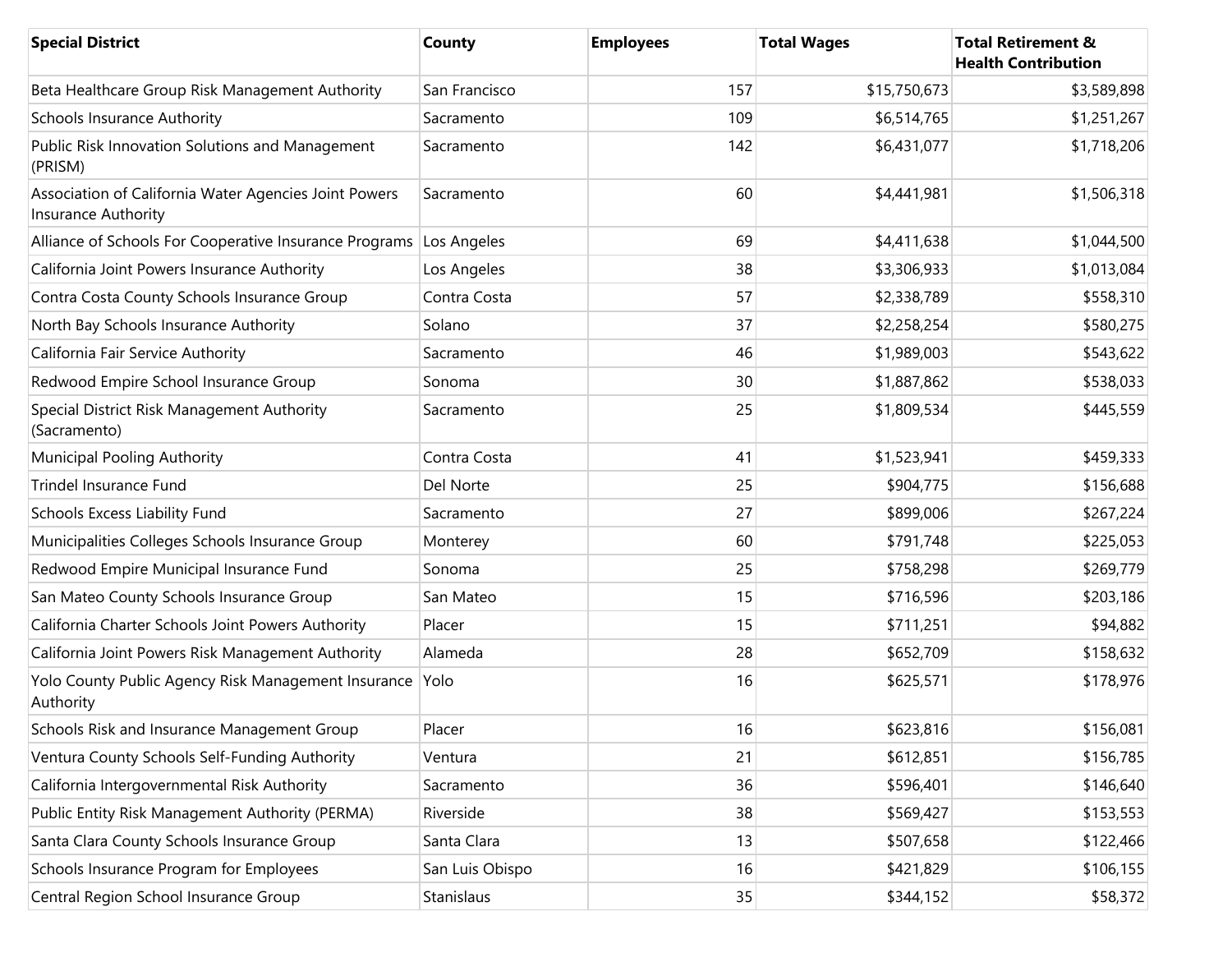| Special District | County | Employees | Total Wages | Total Retirement & Health Contribution |
| --- | --- | --- | --- | --- |
| Beta Healthcare Group Risk Management Authority | San Francisco | 157 | $15,750,673 | $3,589,898 |
| Schools Insurance Authority | Sacramento | 109 | $6,514,765 | $1,251,267 |
| Public Risk Innovation Solutions and Management (PRISM) | Sacramento | 142 | $6,431,077 | $1,718,206 |
| Association of California Water Agencies Joint Powers Insurance Authority | Sacramento | 60 | $4,441,981 | $1,506,318 |
| Alliance of Schools For Cooperative Insurance Programs | Los Angeles | 69 | $4,411,638 | $1,044,500 |
| California Joint Powers Insurance Authority | Los Angeles | 38 | $3,306,933 | $1,013,084 |
| Contra Costa County Schools Insurance Group | Contra Costa | 57 | $2,338,789 | $558,310 |
| North Bay Schools Insurance Authority | Solano | 37 | $2,258,254 | $580,275 |
| California Fair Service Authority | Sacramento | 46 | $1,989,003 | $543,622 |
| Redwood Empire School Insurance Group | Sonoma | 30 | $1,887,862 | $538,033 |
| Special District Risk Management Authority (Sacramento) | Sacramento | 25 | $1,809,534 | $445,559 |
| Municipal Pooling Authority | Contra Costa | 41 | $1,523,941 | $459,333 |
| Trindel Insurance Fund | Del Norte | 25 | $904,775 | $156,688 |
| Schools Excess Liability Fund | Sacramento | 27 | $899,006 | $267,224 |
| Municipalities Colleges Schools Insurance Group | Monterey | 60 | $791,748 | $225,053 |
| Redwood Empire Municipal Insurance Fund | Sonoma | 25 | $758,298 | $269,779 |
| San Mateo County Schools Insurance Group | San Mateo | 15 | $716,596 | $203,186 |
| California Charter Schools Joint Powers Authority | Placer | 15 | $711,251 | $94,882 |
| California Joint Powers Risk Management Authority | Alameda | 28 | $652,709 | $158,632 |
| Yolo County Public Agency Risk Management Insurance Authority | Yolo | 16 | $625,571 | $178,976 |
| Schools Risk and Insurance Management Group | Placer | 16 | $623,816 | $156,081 |
| Ventura County Schools Self-Funding Authority | Ventura | 21 | $612,851 | $156,785 |
| California Intergovernmental Risk Authority | Sacramento | 36 | $596,401 | $146,640 |
| Public Entity Risk Management Authority (PERMA) | Riverside | 38 | $569,427 | $153,553 |
| Santa Clara County Schools Insurance Group | Santa Clara | 13 | $507,658 | $122,466 |
| Schools Insurance Program for Employees | San Luis Obispo | 16 | $421,829 | $106,155 |
| Central Region School Insurance Group | Stanislaus | 35 | $344,152 | $58,372 |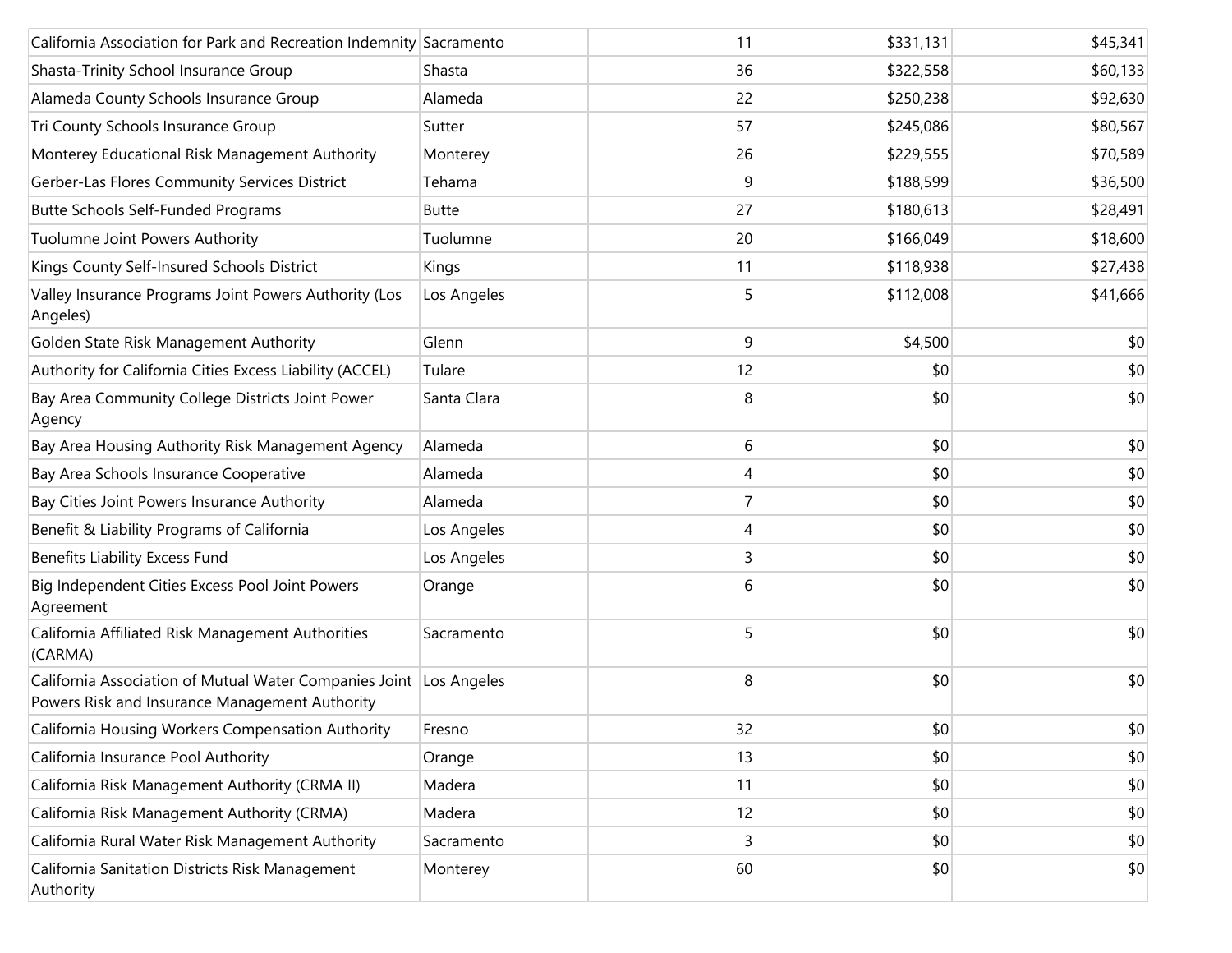| | | | | |
|---|---|---|---|---|
| California Association for Park and Recreation Indemnity | Sacramento | 11 | $331,131 | $45,341 |
| Shasta-Trinity School Insurance Group | Shasta | 36 | $322,558 | $60,133 |
| Alameda County Schools Insurance Group | Alameda | 22 | $250,238 | $92,630 |
| Tri County Schools Insurance Group | Sutter | 57 | $245,086 | $80,567 |
| Monterey Educational Risk Management Authority | Monterey | 26 | $229,555 | $70,589 |
| Gerber-Las Flores Community Services District | Tehama | 9 | $188,599 | $36,500 |
| Butte Schools Self-Funded Programs | Butte | 27 | $180,613 | $28,491 |
| Tuolumne Joint Powers Authority | Tuolumne | 20 | $166,049 | $18,600 |
| Kings County Self-Insured Schools District | Kings | 11 | $118,938 | $27,438 |
| Valley Insurance Programs Joint Powers Authority (Los Angeles) | Los Angeles | 5 | $112,008 | $41,666 |
| Golden State Risk Management Authority | Glenn | 9 | $4,500 | $0 |
| Authority for California Cities Excess Liability (ACCEL) | Tulare | 12 | $0 | $0 |
| Bay Area Community College Districts Joint Power Agency | Santa Clara | 8 | $0 | $0 |
| Bay Area Housing Authority Risk Management Agency | Alameda | 6 | $0 | $0 |
| Bay Area Schools Insurance Cooperative | Alameda | 4 | $0 | $0 |
| Bay Cities Joint Powers Insurance Authority | Alameda | 7 | $0 | $0 |
| Benefit & Liability Programs of California | Los Angeles | 4 | $0 | $0 |
| Benefits Liability Excess Fund | Los Angeles | 3 | $0 | $0 |
| Big Independent Cities Excess Pool Joint Powers Agreement | Orange | 6 | $0 | $0 |
| California Affiliated Risk Management Authorities (CARMA) | Sacramento | 5 | $0 | $0 |
| California Association of Mutual Water Companies Joint Powers Risk and Insurance Management Authority | Los Angeles | 8 | $0 | $0 |
| California Housing Workers Compensation Authority | Fresno | 32 | $0 | $0 |
| California Insurance Pool Authority | Orange | 13 | $0 | $0 |
| California Risk Management Authority (CRMA II) | Madera | 11 | $0 | $0 |
| California Risk Management Authority (CRMA) | Madera | 12 | $0 | $0 |
| California Rural Water Risk Management Authority | Sacramento | 3 | $0 | $0 |
| California Sanitation Districts Risk Management Authority | Monterey | 60 | $0 | $0 |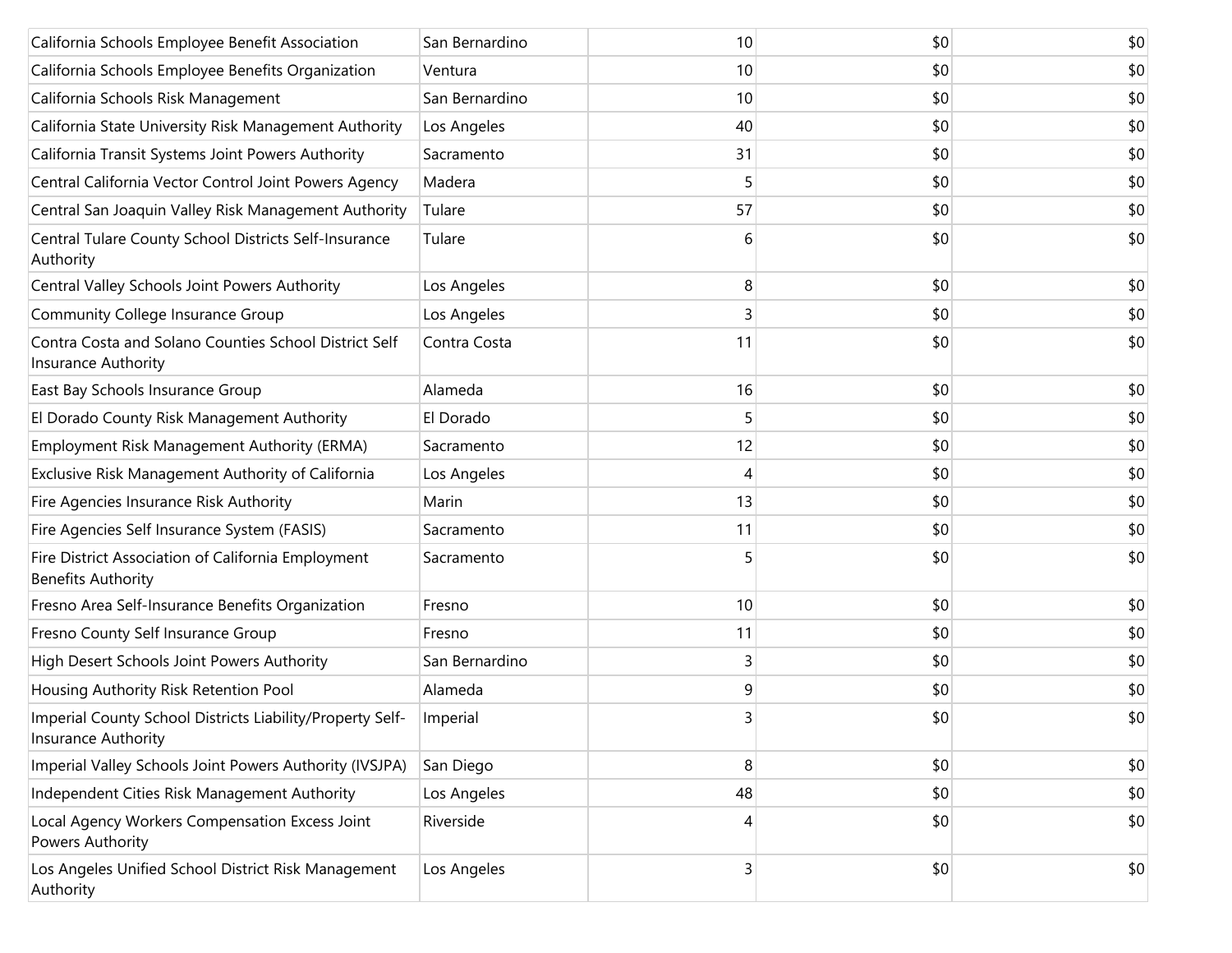| | | | | |
|---|---|---|---|---|
| California Schools Employee Benefit Association | San Bernardino | 10 | $0 | $0 |
| California Schools Employee Benefits Organization | Ventura | 10 | $0 | $0 |
| California Schools Risk Management | San Bernardino | 10 | $0 | $0 |
| California State University Risk Management Authority | Los Angeles | 40 | $0 | $0 |
| California Transit Systems Joint Powers Authority | Sacramento | 31 | $0 | $0 |
| Central California Vector Control Joint Powers Agency | Madera | 5 | $0 | $0 |
| Central San Joaquin Valley Risk Management Authority | Tulare | 57 | $0 | $0 |
| Central Tulare County School Districts Self-Insurance Authority | Tulare | 6 | $0 | $0 |
| Central Valley Schools Joint Powers Authority | Los Angeles | 8 | $0 | $0 |
| Community College Insurance Group | Los Angeles | 3 | $0 | $0 |
| Contra Costa and Solano Counties School District Self Insurance Authority | Contra Costa | 11 | $0 | $0 |
| East Bay Schools Insurance Group | Alameda | 16 | $0 | $0 |
| El Dorado County Risk Management Authority | El Dorado | 5 | $0 | $0 |
| Employment Risk Management Authority (ERMA) | Sacramento | 12 | $0 | $0 |
| Exclusive Risk Management Authority of California | Los Angeles | 4 | $0 | $0 |
| Fire Agencies Insurance Risk Authority | Marin | 13 | $0 | $0 |
| Fire Agencies Self Insurance System (FASIS) | Sacramento | 11 | $0 | $0 |
| Fire District Association of California Employment Benefits Authority | Sacramento | 5 | $0 | $0 |
| Fresno Area Self-Insurance Benefits Organization | Fresno | 10 | $0 | $0 |
| Fresno County Self Insurance Group | Fresno | 11 | $0 | $0 |
| High Desert Schools Joint Powers Authority | San Bernardino | 3 | $0 | $0 |
| Housing Authority Risk Retention Pool | Alameda | 9 | $0 | $0 |
| Imperial County School Districts Liability/Property Self-Insurance Authority | Imperial | 3 | $0 | $0 |
| Imperial Valley Schools Joint Powers Authority (IVSJPA) | San Diego | 8 | $0 | $0 |
| Independent Cities Risk Management Authority | Los Angeles | 48 | $0 | $0 |
| Local Agency Workers Compensation Excess Joint Powers Authority | Riverside | 4 | $0 | $0 |
| Los Angeles Unified School District Risk Management Authority | Los Angeles | 3 | $0 | $0 |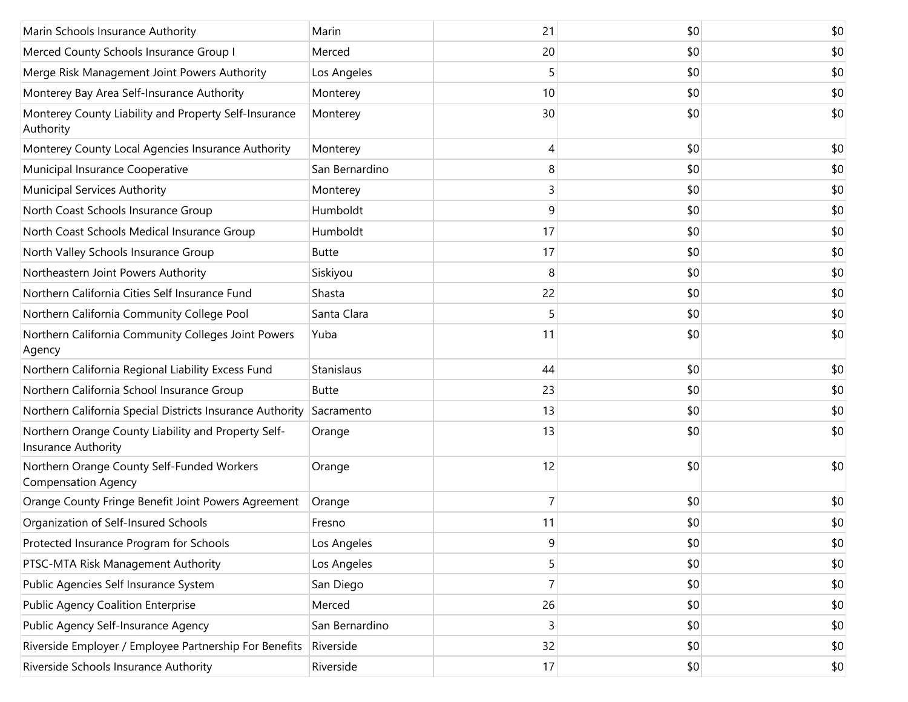| | | | | |
|---|---|---|---|---|
| Marin Schools Insurance Authority | Marin | 21 | $0 | $0 |
| Merced County Schools Insurance Group I | Merced | 20 | $0 | $0 |
| Merge Risk Management Joint Powers Authority | Los Angeles | 5 | $0 | $0 |
| Monterey Bay Area Self-Insurance Authority | Monterey | 10 | $0 | $0 |
| Monterey County Liability and Property Self-Insurance Authority | Monterey | 30 | $0 | $0 |
| Monterey County Local Agencies Insurance Authority | Monterey | 4 | $0 | $0 |
| Municipal Insurance Cooperative | San Bernardino | 8 | $0 | $0 |
| Municipal Services Authority | Monterey | 3 | $0 | $0 |
| North Coast Schools Insurance Group | Humboldt | 9 | $0 | $0 |
| North Coast Schools Medical Insurance Group | Humboldt | 17 | $0 | $0 |
| North Valley Schools Insurance Group | Butte | 17 | $0 | $0 |
| Northeastern Joint Powers Authority | Siskiyou | 8 | $0 | $0 |
| Northern California Cities Self Insurance Fund | Shasta | 22 | $0 | $0 |
| Northern California Community College Pool | Santa Clara | 5 | $0 | $0 |
| Northern California Community Colleges Joint Powers Agency | Yuba | 11 | $0 | $0 |
| Northern California Regional Liability Excess Fund | Stanislaus | 44 | $0 | $0 |
| Northern California School Insurance Group | Butte | 23 | $0 | $0 |
| Northern California Special Districts Insurance Authority | Sacramento | 13 | $0 | $0 |
| Northern Orange County Liability and Property Self-Insurance Authority | Orange | 13 | $0 | $0 |
| Northern Orange County Self-Funded Workers Compensation Agency | Orange | 12 | $0 | $0 |
| Orange County Fringe Benefit Joint Powers Agreement | Orange | 7 | $0 | $0 |
| Organization of Self-Insured Schools | Fresno | 11 | $0 | $0 |
| Protected Insurance Program for Schools | Los Angeles | 9 | $0 | $0 |
| PTSC-MTA Risk Management Authority | Los Angeles | 5 | $0 | $0 |
| Public Agencies Self Insurance System | San Diego | 7 | $0 | $0 |
| Public Agency Coalition Enterprise | Merced | 26 | $0 | $0 |
| Public Agency Self-Insurance Agency | San Bernardino | 3 | $0 | $0 |
| Riverside Employer / Employee Partnership For Benefits | Riverside | 32 | $0 | $0 |
| Riverside Schools Insurance Authority | Riverside | 17 | $0 | $0 |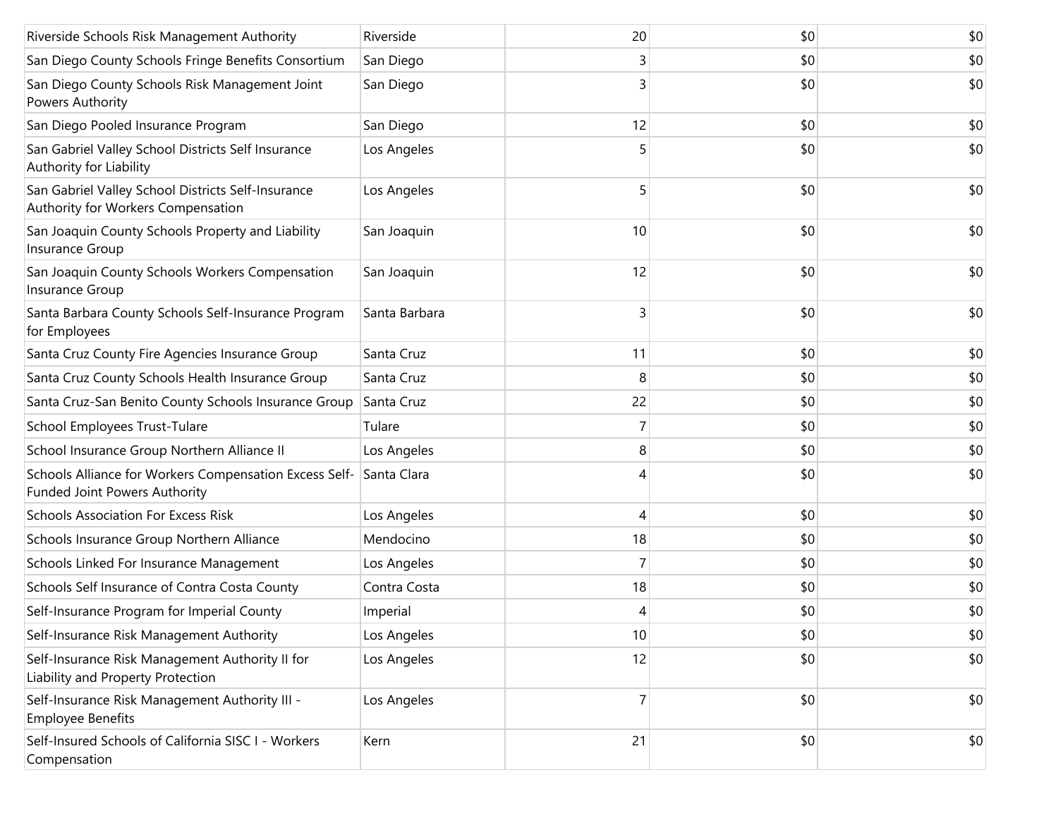| | | | | |
|---|---|---|---|---|
| Riverside Schools Risk Management Authority | Riverside | 20 | $0 | $0 |
| San Diego County Schools Fringe Benefits Consortium | San Diego | 3 | $0 | $0 |
| San Diego County Schools Risk Management Joint Powers Authority | San Diego | 3 | $0 | $0 |
| San Diego Pooled Insurance Program | San Diego | 12 | $0 | $0 |
| San Gabriel Valley School Districts Self Insurance Authority for Liability | Los Angeles | 5 | $0 | $0 |
| San Gabriel Valley School Districts Self-Insurance Authority for Workers Compensation | Los Angeles | 5 | $0 | $0 |
| San Joaquin County Schools Property and Liability Insurance Group | San Joaquin | 10 | $0 | $0 |
| San Joaquin County Schools Workers Compensation Insurance Group | San Joaquin | 12 | $0 | $0 |
| Santa Barbara County Schools Self-Insurance Program for Employees | Santa Barbara | 3 | $0 | $0 |
| Santa Cruz County Fire Agencies Insurance Group | Santa Cruz | 11 | $0 | $0 |
| Santa Cruz County Schools Health Insurance Group | Santa Cruz | 8 | $0 | $0 |
| Santa Cruz-San Benito County Schools Insurance Group | Santa Cruz | 22 | $0 | $0 |
| School Employees Trust-Tulare | Tulare | 7 | $0 | $0 |
| School Insurance Group Northern Alliance II | Los Angeles | 8 | $0 | $0 |
| Schools Alliance for Workers Compensation Excess Self-Funded Joint Powers Authority | Santa Clara | 4 | $0 | $0 |
| Schools Association For Excess Risk | Los Angeles | 4 | $0 | $0 |
| Schools Insurance Group Northern Alliance | Mendocino | 18 | $0 | $0 |
| Schools Linked For Insurance Management | Los Angeles | 7 | $0 | $0 |
| Schools Self Insurance of Contra Costa County | Contra Costa | 18 | $0 | $0 |
| Self-Insurance Program for Imperial County | Imperial | 4 | $0 | $0 |
| Self-Insurance Risk Management Authority | Los Angeles | 10 | $0 | $0 |
| Self-Insurance Risk Management Authority II for Liability and Property Protection | Los Angeles | 12 | $0 | $0 |
| Self-Insurance Risk Management Authority III - Employee Benefits | Los Angeles | 7 | $0 | $0 |
| Self-Insured Schools of California SISC I - Workers Compensation | Kern | 21 | $0 | $0 |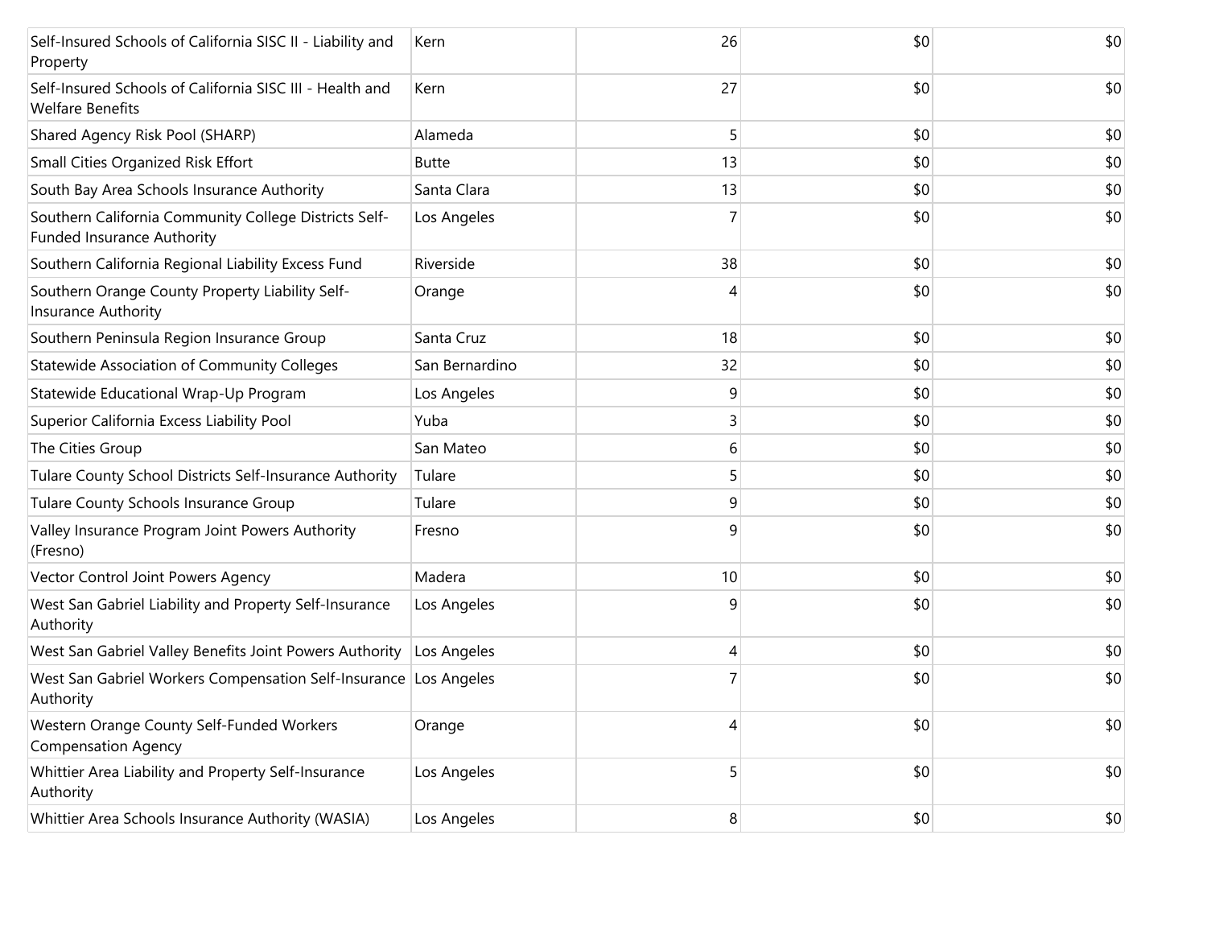| | | | | |
|---|---|---|---|---|
| Self-Insured Schools of California SISC II - Liability and Property | Kern | 26 | $0 | $0 |
| Self-Insured Schools of California SISC III - Health and Welfare Benefits | Kern | 27 | $0 | $0 |
| Shared Agency Risk Pool (SHARP) | Alameda | 5 | $0 | $0 |
| Small Cities Organized Risk Effort | Butte | 13 | $0 | $0 |
| South Bay Area Schools Insurance Authority | Santa Clara | 13 | $0 | $0 |
| Southern California Community College Districts Self-Funded Insurance Authority | Los Angeles | 7 | $0 | $0 |
| Southern California Regional Liability Excess Fund | Riverside | 38 | $0 | $0 |
| Southern Orange County Property Liability Self-Insurance Authority | Orange | 4 | $0 | $0 |
| Southern Peninsula Region Insurance Group | Santa Cruz | 18 | $0 | $0 |
| Statewide Association of Community Colleges | San Bernardino | 32 | $0 | $0 |
| Statewide Educational Wrap-Up Program | Los Angeles | 9 | $0 | $0 |
| Superior California Excess Liability Pool | Yuba | 3 | $0 | $0 |
| The Cities Group | San Mateo | 6 | $0 | $0 |
| Tulare County School Districts Self-Insurance Authority | Tulare | 5 | $0 | $0 |
| Tulare County Schools Insurance Group | Tulare | 9 | $0 | $0 |
| Valley Insurance Program Joint Powers Authority (Fresno) | Fresno | 9 | $0 | $0 |
| Vector Control Joint Powers Agency | Madera | 10 | $0 | $0 |
| West San Gabriel Liability and Property Self-Insurance Authority | Los Angeles | 9 | $0 | $0 |
| West San Gabriel Valley Benefits Joint Powers Authority | Los Angeles | 4 | $0 | $0 |
| West San Gabriel Workers Compensation Self-Insurance Authority | Los Angeles | 7 | $0 | $0 |
| Western Orange County Self-Funded Workers Compensation Agency | Orange | 4 | $0 | $0 |
| Whittier Area Liability and Property Self-Insurance Authority | Los Angeles | 5 | $0 | $0 |
| Whittier Area Schools Insurance Authority (WASIA) | Los Angeles | 8 | $0 | $0 |